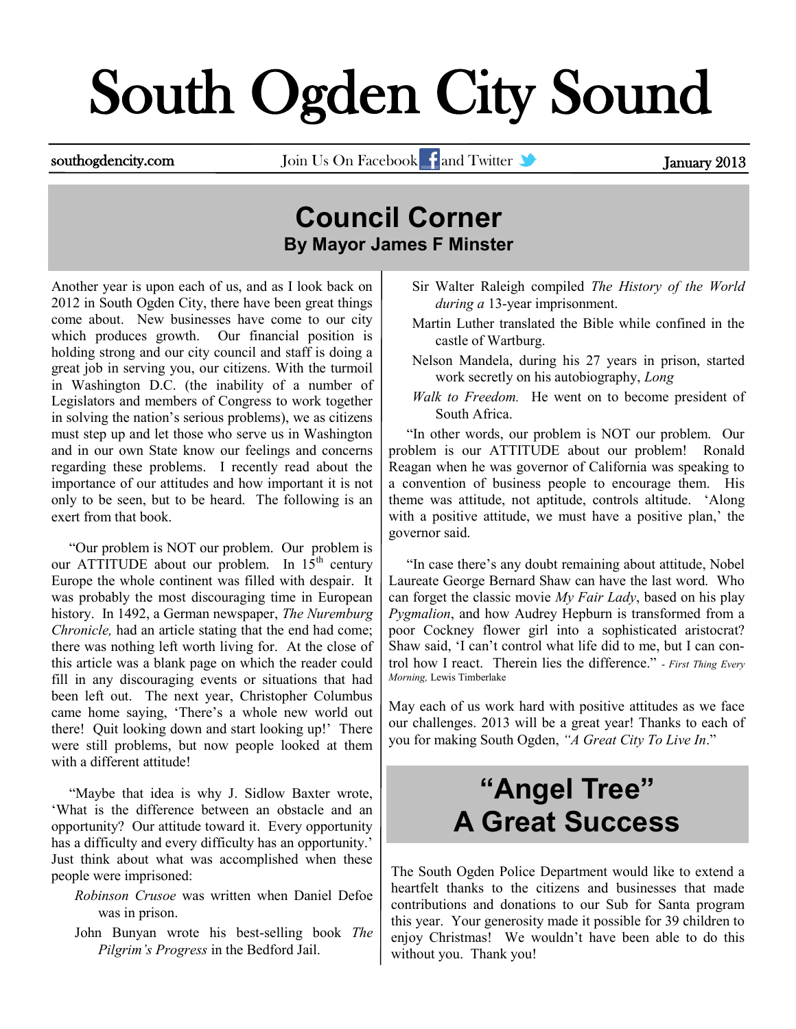# South Ogden City Sound

southogdencity.com | Join Us On Facebook and Twitter | January 2013

## Council Corner

### By Mayor James F Minster

Another year is upon each of us, and as I look back on 2012 in South Ogden City, there have been great things come about. New businesses have come to our city which produces growth. Our financial position is holding strong and our city council and staff is doing a great job in serving you, our citizens. With the turmoil in Washington D.C. (the inability of a number of Legislators and members of Congress to work together in solving the nation's serious problems), we as citizens must step up and let those who serve us in Washington and in our own State know our feelings and concerns regarding these problems. I recently read about the importance of our attitudes and how important it is not only to be seen, but to be heard. The following is an exert from that book.

"Our problem is NOT our problem. Our problem is our ATTITUDE about our problem. In 15th century Europe the whole continent was filled with despair. It was probably the most discouraging time in European history. In 1492, a German newspaper, *The Nuremburg Chronicle,* had an article stating that the end had come; there was nothing left worth living for. At the close of this article was a blank page on which the reader could fill in any discouraging events or situations that had been left out. The next year, Christopher Columbus came home saying, 'There's a whole new world out there! Quit looking down and start looking up!' There were still problems, but now people looked at them with a different attitude!

"Maybe that idea is why J. Sidlow Baxter wrote, 'What is the difference between an obstacle and an opportunity? Our attitude toward it. Every opportunity has a difficulty and every difficulty has an opportunity.' Just think about what was accomplished when these people were imprisoned:

*Robinson Crusoe* was written when Daniel Defoe was in prison.

John Bunyan wrote his best-selling book *The Pilgrim's Progress* in the Bedford Jail.

Sir Walter Raleigh compiled *The History of the World during a* 13-year imprisonment.

Martin Luther translated the Bible while confined in the castle of Wartburg.

Nelson Mandela, during his 27 years in prison, started work secretly on his autobiography, *Long Walk to Freedom.* He went on to become president of South Africa.

"In other words, our problem is NOT our problem. Our problem is our ATTITUDE about our problem! Ronald Reagan when he was governor of California was speaking to a convention of business people to encourage them. His theme was attitude, not aptitude, controls altitude. 'Along with a positive attitude, we must have a positive plan,' the governor said.

"In case there's any doubt remaining about attitude, Nobel Laureate George Bernard Shaw can have the last word. Who can forget the classic movie *My Fair Lady*, based on his play *Pygmalion*, and how Audrey Hepburn is transformed from a poor Cockney flower girl into a sophisticated aristocrat? Shaw said, 'I can't control what life did to me, but I can control how I react. Therein lies the difference." - *First Thing Every Morning,* Lewis Timberlake

May each of us work hard with positive attitudes as we face our challenges. 2013 will be a great year! Thanks to each of you for making South Ogden, *"A Great City To Live In*."

## "Angel Tree" A Great Success

The South Ogden Police Department would like to extend a heartfelt thanks to the citizens and businesses that made contributions and donations to our Sub for Santa program this year. Your generosity made it possible for 39 children to enjoy Christmas! We wouldn't have been able to do this without you. Thank you!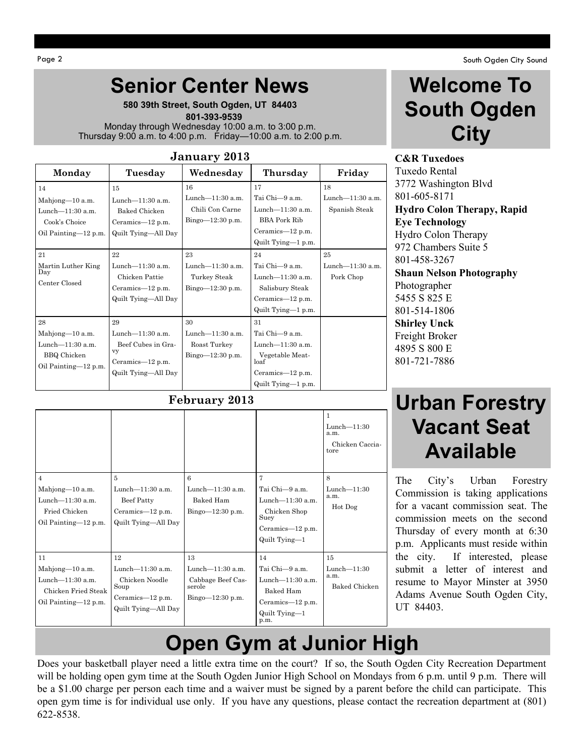# Senior Center News

**580 39th Street, South Ogden, UT 84403**
**801-393-9539**
Monday through Wednesday 10:00 a.m. to 3:00 p.m.
Thursday 9:00 a.m. to 4:00 p.m. Friday—10:00 a.m. to 2:00 p.m.

### January 2013

| Monday | Tuesday | Wednesday | Thursday | Friday |
|---|---|---|---|---|
| 14<br>Mahjong—10 a.m.<br>Lunch—11:30 a.m.<br>Cook's Choice<br>Oil Painting—12 p.m. | 15<br>Lunch—11:30 a.m.<br>Baked Chicken<br>Ceramics—12 p.m.<br>Quilt Tying—All Day | 16<br>Lunch—11:30 a.m.<br>Chili Con Carne<br>Bingo—12:30 p.m. | 17<br>Tai Chi—9 a.m.<br>Lunch—11:30 a.m.<br>BBA Pork Rib<br>Ceramics—12 p.m.<br>Quilt Tying—1 p.m. | 18<br>Lunch—11:30 a.m.<br>Spanish Steak |
| 21<br>Martin Luther King Day<br>Center Closed | 22<br>Lunch—11:30 a.m.<br>Chicken Pattie<br>Ceramics—12 p.m.<br>Quilt Tying—All Day | 23<br>Lunch—11:30 a.m.<br>Turkey Steak<br>Bingo—12:30 p.m. | 24<br>Tai Chi—9 a.m.<br>Lunch—11:30 a.m.<br>Salisbury Steak<br>Ceramics—12 p.m.<br>Quilt Tying—1 p.m. | 25<br>Lunch—11:30 a.m.<br>Pork Chop |
| 28<br>Mahjong—10 a.m.<br>Lunch—11:30 a.m.<br>BBQ Chicken<br>Oil Painting—12 p.m. | 29<br>Lunch—11:30 a.m.<br>Beef Cubes in Gravy<br>Ceramics—12 p.m.<br>Quilt Tying—All Day | 30<br>Lunch—11:30 a.m.<br>Roast Turkey<br>Bingo—12:30 p.m. | 31<br>Tai Chi—9 a.m.<br>Lunch—11:30 a.m.<br>Vegetable Meatloaf<br>Ceramics—12 p.m.<br>Quilt Tying—1 p.m. | |

### February 2013

| | | | | |
|---|---|---|---|---|
| | | | | 1<br>Lunch—11:30 a.m.<br>Chicken Cacciatore |
| 4<br>Mahjong—10 a.m.<br>Lunch—11:30 a.m.<br>Fried Chicken<br>Oil Painting—12 p.m. | 5<br>Lunch—11:30 a.m.<br>Beef Patty<br>Ceramics—12 p.m.<br>Quilt Tying—All Day | 6<br>Lunch—11:30 a.m.<br>Baked Ham<br>Bingo—12:30 p.m. | 7<br>Tai Chi—9 a.m.<br>Lunch—11:30 a.m.<br>Chicken Shop Suey<br>Ceramics—12 p.m.<br>Quilt Tying—1 | 8<br>Lunch—11:30 a.m.<br>Hot Dog |
| 11<br>Mahjong—10 a.m.<br>Lunch—11:30 a.m.<br>Chicken Fried Steak<br>Oil Painting—12 p.m. | 12<br>Lunch—11:30 a.m.<br>Chicken Noodle Soup<br>Ceramics—12 p.m.<br>Quilt Tying—All Day | 13<br>Lunch—11:30 a.m.<br>Cabbage Beef Casserole<br>Bingo—12:30 p.m. | 14<br>Tai Chi—9 a.m.<br>Lunch—11:30 a.m.<br>Baked Ham<br>Ceramics—12 p.m.<br>Quilt Tying—1 p.m. | 15<br>Lunch—11:30 a.m.<br>Baked Chicken |

# Welcome To South Ogden City

**C&R Tuxedoes**
Tuxedo Rental
3772 Washington Blvd
801-605-8171

**Hydro Colon Therapy, Rapid Eye Technology**
Hydro Colon Therapy
972 Chambers Suite 5
801-458-3267

**Shaun Nelson Photography**
Photographer
5455 S 825 E
801-514-1806

**Shirley Unck**
Freight Broker
4895 S 800 E
801-721-7886

# Urban Forestry Vacant Seat Available

The City's Urban Forestry Commission is taking applications for a vacant commission seat. The commission meets on the second Thursday of every month at 6:30 p.m. Applicants must reside within the city. If interested, please submit a letter of interest and resume to Mayor Minster at 3950 Adams Avenue South Ogden City, UT 84403.

# Open Gym at Junior High

Does your basketball player need a little extra time on the court? If so, the South Ogden City Recreation Department will be holding open gym time at the South Ogden Junior High School on Mondays from 6 p.m. until 9 p.m. There will be a $1.00 charge per person each time and a waiver must be signed by a parent before the child can participate. This open gym time is for individual use only. If you have any questions, please contact the recreation department at (801) 622-8538.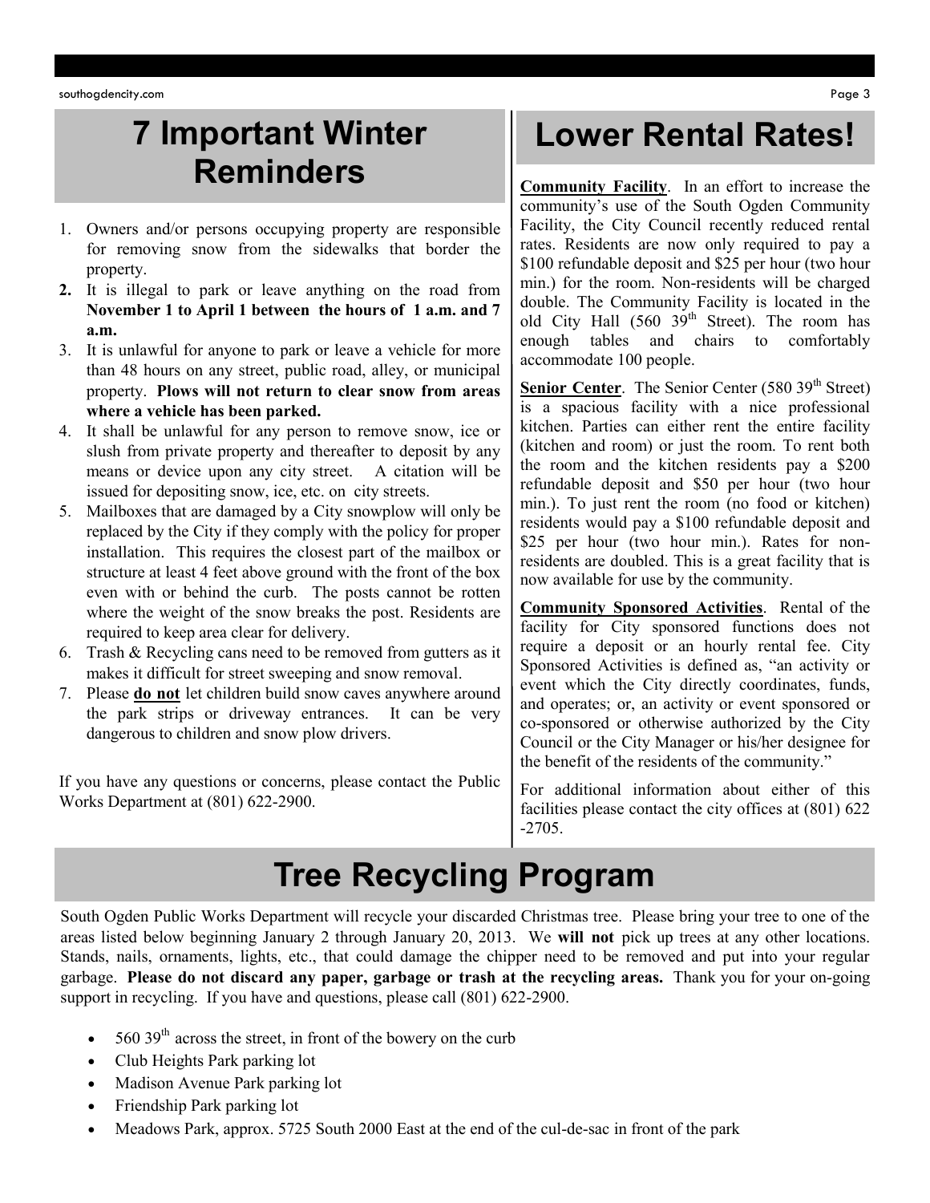# 7 Important Winter Reminders

1. Owners and/or persons occupying property are responsible for removing snow from the sidewalks that border the property.
2. **It is illegal to park or leave anything on the road from November 1 to April 1 between the hours of 1 a.m. and 7 a.m.**
3. It is unlawful for anyone to park or leave a vehicle for more than 48 hours on any street, public road, alley, or municipal property. **Plows will not return to clear snow from areas where a vehicle has been parked.**
4. It shall be unlawful for any person to remove snow, ice or slush from private property and thereafter to deposit by any means or device upon any city street. A citation will be issued for depositing snow, ice, etc. on city streets.
5. Mailboxes that are damaged by a City snowplow will only be replaced by the City if they comply with the policy for proper installation. This requires the closest part of the mailbox or structure at least 4 feet above ground with the front of the box even with or behind the curb. The posts cannot be rotten where the weight of the snow breaks the post. Residents are required to keep area clear for delivery.
6. Trash & Recycling cans need to be removed from gutters as it makes it difficult for street sweeping and snow removal.
7. Please **do not** let children build snow caves anywhere around the park strips or driveway entrances. It can be very dangerous to children and snow plow drivers.

If you have any questions or concerns, please contact the Public Works Department at (801) 622-2900.

# Lower Rental Rates!

**Community Facility**. In an effort to increase the community's use of the South Ogden Community Facility, the City Council recently reduced rental rates. Residents are now only required to pay a $100 refundable deposit and $25 per hour (two hour min.) for the room. Non-residents will be charged double. The Community Facility is located in the old City Hall (560 39th Street). The room has enough tables and chairs to comfortably accommodate 100 people.

**Senior Center**. The Senior Center (580 39th Street) is a spacious facility with a nice professional kitchen. Parties can either rent the entire facility (kitchen and room) or just the room. To rent both the room and the kitchen residents pay a $200 refundable deposit and $50 per hour (two hour min.). To just rent the room (no food or kitchen) residents would pay a $100 refundable deposit and $25 per hour (two hour min.). Rates for non-residents are doubled. This is a great facility that is now available for use by the community.

**Community Sponsored Activities**. Rental of the facility for City sponsored functions does not require a deposit or an hourly rental fee. City Sponsored Activities is defined as, "an activity or event which the City directly coordinates, funds, and operates; or, an activity or event sponsored or co-sponsored or otherwise authorized by the City Council or the City Manager or his/her designee for the benefit of the residents of the community."

For additional information about either of this facilities please contact the city offices at (801) 622 -2705.

# Tree Recycling Program

South Ogden Public Works Department will recycle your discarded Christmas tree. Please bring your tree to one of the areas listed below beginning January 2 through January 20, 2013. We **will not** pick up trees at any other locations. Stands, nails, ornaments, lights, etc., that could damage the chipper need to be removed and put into your regular garbage. **Please do not discard any paper, garbage or trash at the recycling areas.** Thank you for your on-going support in recycling. If you have and questions, please call (801) 622-2900.

- 560 39th across the street, in front of the bowery on the curb
- Club Heights Park parking lot
- Madison Avenue Park parking lot
- Friendship Park parking lot
- Meadows Park, approx. 5725 South 2000 East at the end of the cul-de-sac in front of the park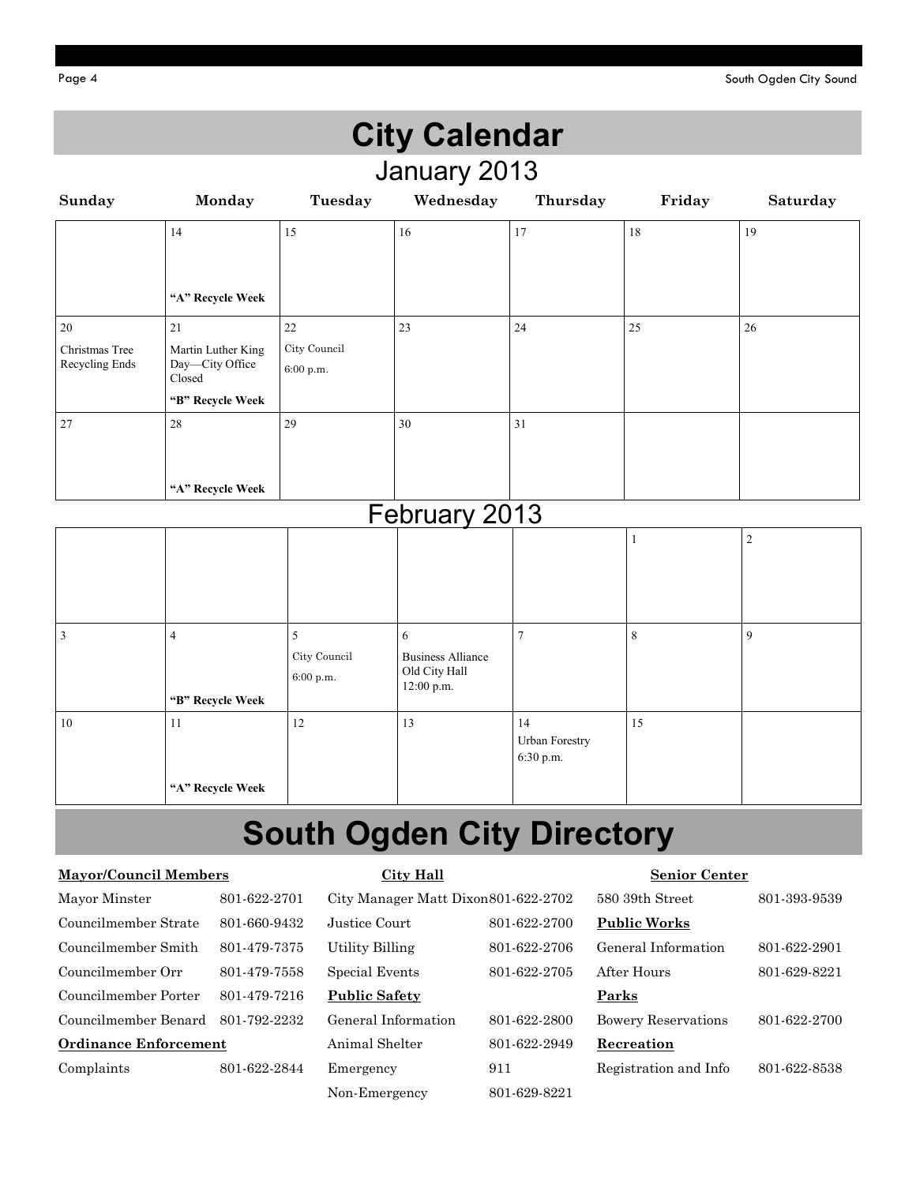# City Calendar

## January 2013

| Sunday | Monday | Tuesday | Wednesday | Thursday | Friday | Saturday |
|---|---|---|---|---|---|---|
| | 14<br>**"A" Recycle Week** | 15 | 16 | 17 | 18 | 19 |
| 20<br>Christmas Tree Recycling Ends | 21<br>Martin Luther King Day—City Office Closed<br>**"B" Recycle Week** | 22<br>City Council<br>6:00 p.m. | 23 | 24 | 25 | 26 |
| 27 | 28<br>**"A" Recycle Week** | 29 | 30 | 31 | | |

## February 2013

| Sunday | Monday | Tuesday | Wednesday | Thursday | Friday | Saturday |
|---|---|---|---|---|---|---|
| | | | | | 1 | 2 |
| 3 | 4<br>**"B" Recycle Week** | 5<br>City Council<br>6:00 p.m. | 6<br>Business Alliance<br>Old City Hall<br>12:00 p.m. | 7 | 8 | 9 |
| 10 | 11<br>**"A" Recycle Week** | 12 | 13 | 14<br>Urban Forestry<br>6:30 p.m. | 15 | |

# South Ogden City Directory

**Mayor/Council Members**

| | |
|---|---|
| Mayor Minster | 801-622-2701 |
| Councilmember Strate | 801-660-9432 |
| Councilmember Smith | 801-479-7375 |
| Councilmember Orr | 801-479-7558 |
| Councilmember Porter | 801-479-7216 |
| Councilmember Benard | 801-792-2232 |

**Ordinance Enforcement**

| | |
|---|---|
| Complaints | 801-622-2844 |

**City Hall**

| | |
|---|---|
| City Manager Matt Dixon | 801-622-2702 |
| Justice Court | 801-622-2700 |
| Utility Billing | 801-622-2706 |
| Special Events | 801-622-2705 |

**Public Safety**

| | |
|---|---|
| General Information | 801-622-2800 |
| Animal Shelter | 801-622-2949 |
| Emergency | 911 |
| Non-Emergency | 801-629-8221 |

**Senior Center**

| | |
|---|---|
| 580 39th Street | 801-393-9539 |

**Public Works**

| | |
|---|---|
| General Information | 801-622-2901 |
| After Hours | 801-629-8221 |

**Parks**

| | |
|---|---|
| Bowery Reservations | 801-622-2700 |

**Recreation**

| | |
|---|---|
| Registration and Info | 801-622-8538 |